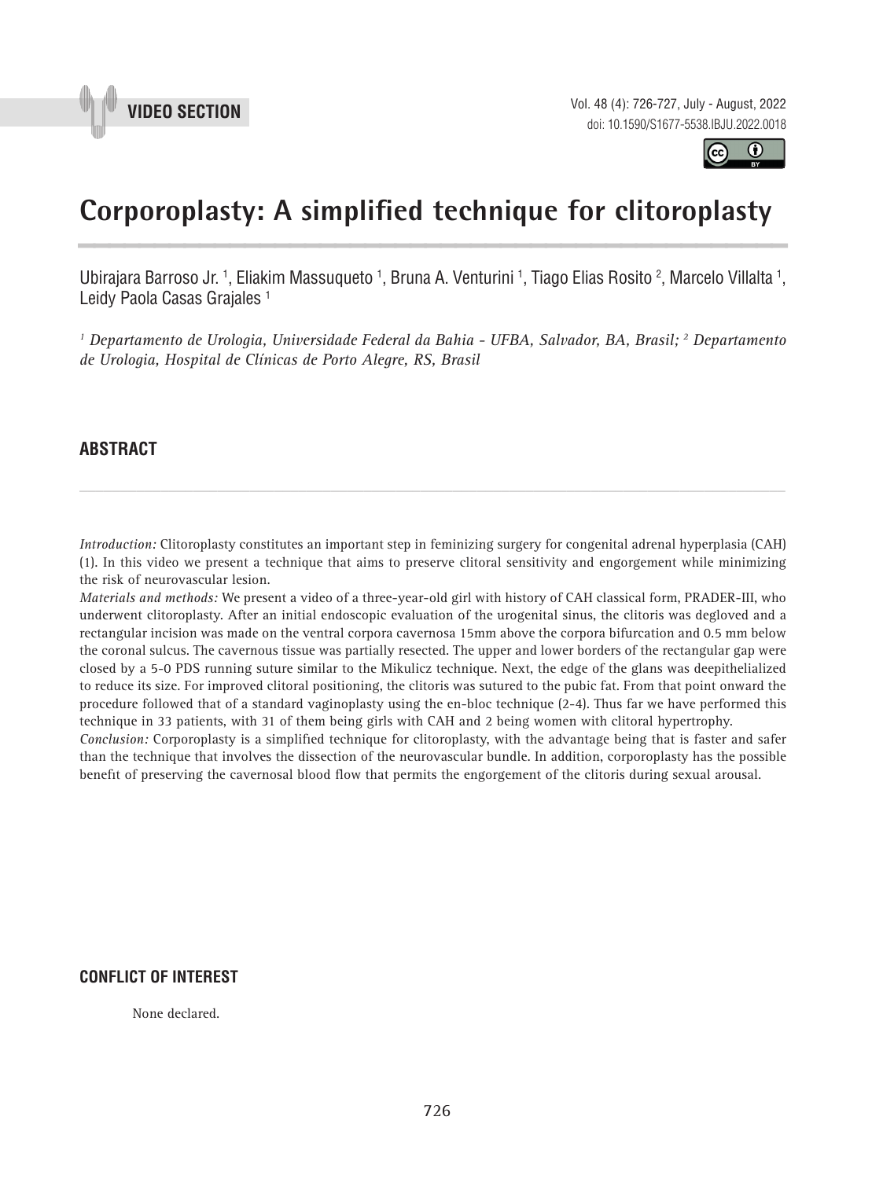VIDEO SECTION

# Corporoplasty: A simplified technique for clitoroplasty

Ubirajara Barroso Jr. [1], Eliakim Massuqueto [1], Bruna A. Venturini [1], Tiago Elias Rosito [2], Marcelo Villalta [1], Leidy Paola Casas Grajales [1]

*[1] Departamento de Urologia, Universidade Federal da Bahia - UFBA, Salvador, BA, Brasil; [2] Departamento de Urologia, Hospital de Clínicas de Porto Alegre, RS, Brasil*

## ABSTRACT

*Introduction:* Clitoroplasty constitutes an important step in feminizing surgery for congenital adrenal hyperplasia (CAH) (1). In this video we present a technique that aims to preserve clitoral sensitivity and engorgement while minimizing the risk of neurovascular lesion.

*Materials and methods:* We present a video of a three-year-old girl with history of CAH classical form, PRADER-III, who underwent clitoroplasty. After an initial endoscopic evaluation of the urogenital sinus, the clitoris was degloved and a rectangular incision was made on the ventral corpora cavernosa 15mm above the corpora bifurcation and 0.5 mm below the coronal sulcus. The cavernous tissue was partially resected. The upper and lower borders of the rectangular gap were closed by a 5-0 PDS running suture similar to the Mikulicz technique. Next, the edge of the glans was deepithelialized to reduce its size. For improved clitoral positioning, the clitoris was sutured to the pubic fat. From that point onward the procedure followed that of a standard vaginoplasty using the en-bloc technique (2-4). Thus far we have performed this technique in 33 patients, with 31 of them being girls with CAH and 2 being women with clitoral hypertrophy.

*Conclusion:* Corporoplasty is a simplified technique for clitoroplasty, with the advantage being that is faster and safer than the technique that involves the dissection of the neurovascular bundle. In addition, corporoplasty has the possible benefit of preserving the cavernosal blood flow that permits the engorgement of the clitoris during sexual arousal.

## CONFLICT OF INTEREST

None declared.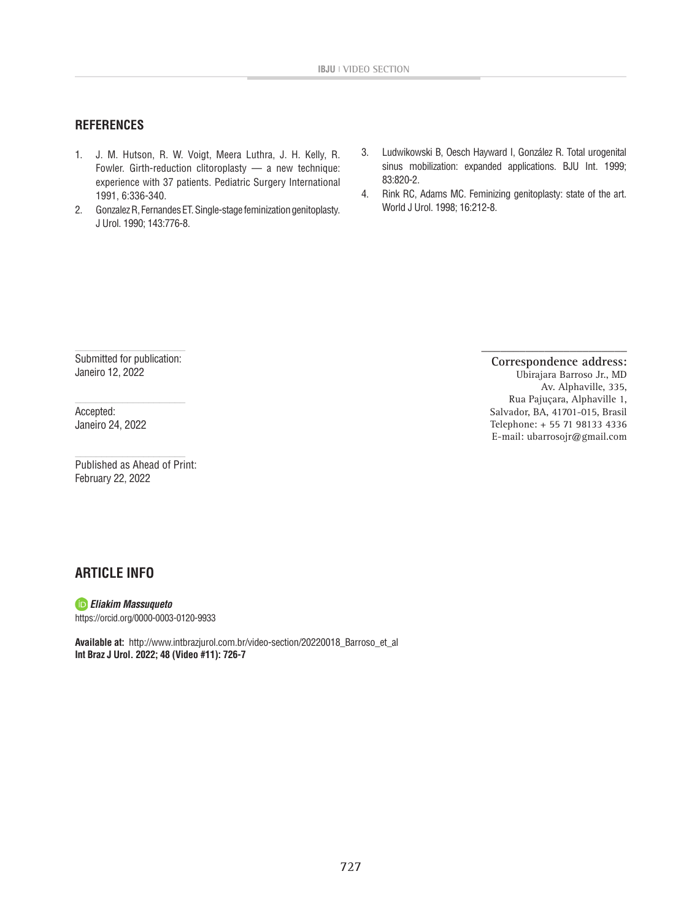## REFERENCES

1. J. M. Hutson, R. W. Voigt, Meera Luthra, J. H. Kelly, R. Fowler. Girth-reduction clitoroplasty — a new technique: experience with 37 patients. Pediatric Surgery International 1991, 6:336-340.
2. Gonzalez R, Fernandes ET. Single-stage feminization genitoplasty. J Urol. 1990; 143:776-8.
3. Ludwikowski B, Oesch Hayward I, González R. Total urogenital sinus mobilization: expanded applications. BJU Int. 1999; 83:820-2.
4. Rink RC, Adams MC. Feminizing genitoplasty: state of the art. World J Urol. 1998; 16:212-8.

Submitted for publication:
Janeiro 12, 2022

Accepted:
Janeiro 24, 2022

Published as Ahead of Print:
February 22, 2022

**Correspondence address:**
Ubirajara Barroso Jr., MD
Av. Alphaville, 335,
Rua Pajuçara, Alphaville 1,
Salvador, BA, 41701-015, Brasil
Telephone: + 55 71 98133 4336
E-mail: ubarrosojr@gmail.com

## ARTICLE INFO

***Eliakim Massuqueto***
https://orcid.org/0000-0003-0120-9933

**Available at:** http://www.intbrazjurol.com.br/video-section/20220018_Barroso_et_al
**Int Braz J Urol. 2022; 48 (Video #11): 726-7**